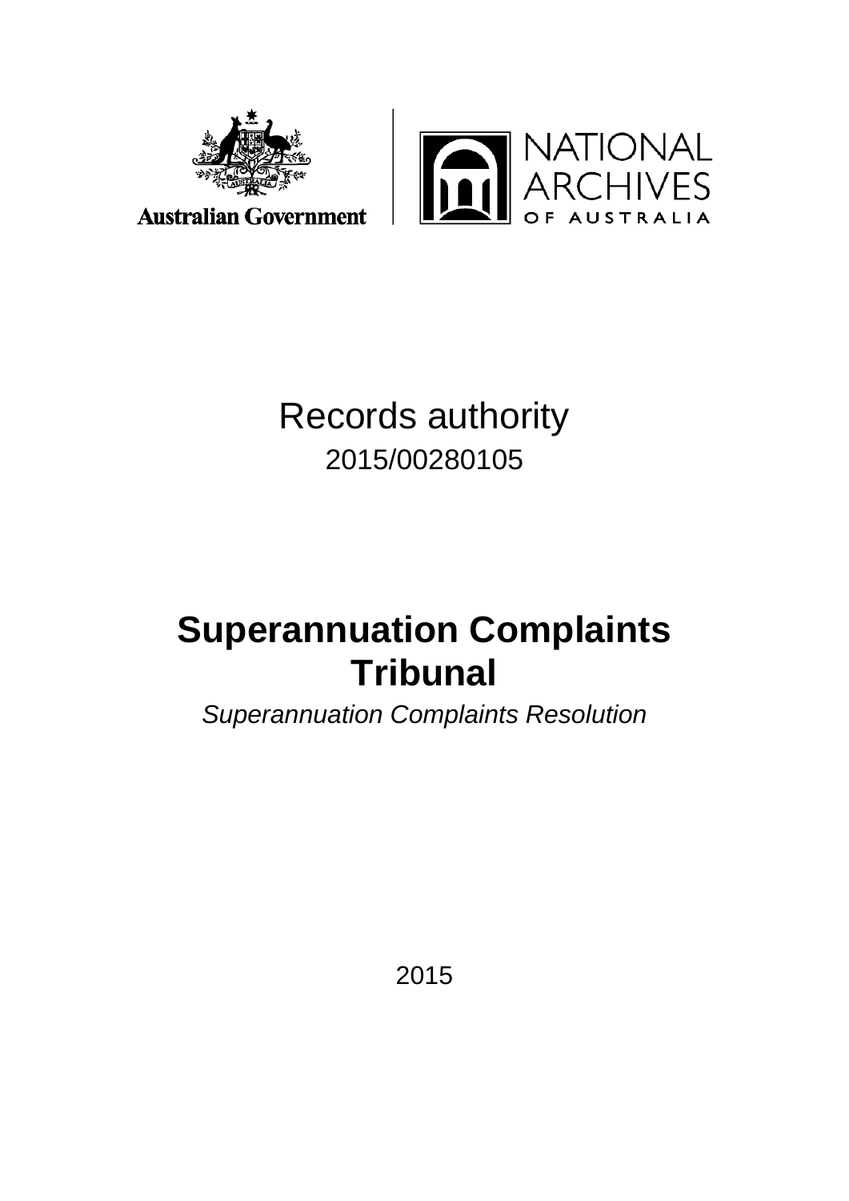Australian Government

NATIONAL ARCHIVES OF AUSTRALIA

# Records authority

2015/00280105

# Superannuation Complaints Tribunal

*Superannuation Complaints Resolution*

2015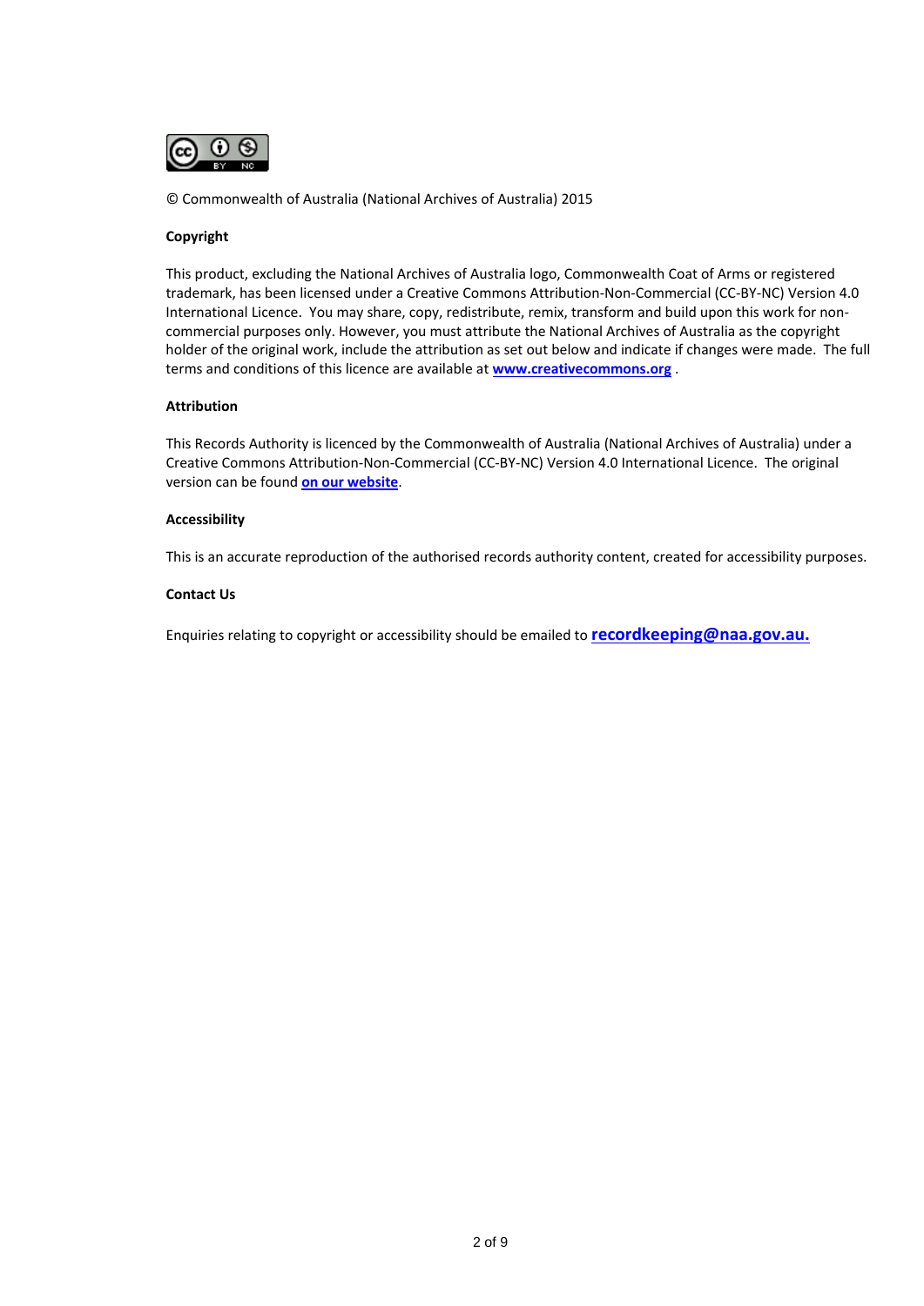© Commonwealth of Australia (National Archives of Australia) 2015

**Copyright**

This product, excluding the National Archives of Australia logo, Commonwealth Coat of Arms or registered trademark, has been licensed under a Creative Commons Attribution-Non-Commercial (CC-BY-NC) Version 4.0 International Licence. You may share, copy, redistribute, remix, transform and build upon this work for non-commercial purposes only. However, you must attribute the National Archives of Australia as the copyright holder of the original work, include the attribution as set out below and indicate if changes were made. The full terms and conditions of this licence are available at **www.creativecommons.org** .

**Attribution**

This Records Authority is licenced by the Commonwealth of Australia (National Archives of Australia) under a Creative Commons Attribution-Non-Commercial (CC-BY-NC) Version 4.0 International Licence. The original version can be found **on our website**.

**Accessibility**

This is an accurate reproduction of the authorised records authority content, created for accessibility purposes.

**Contact Us**

Enquiries relating to copyright or accessibility should be emailed to **recordkeeping@naa.gov.au.**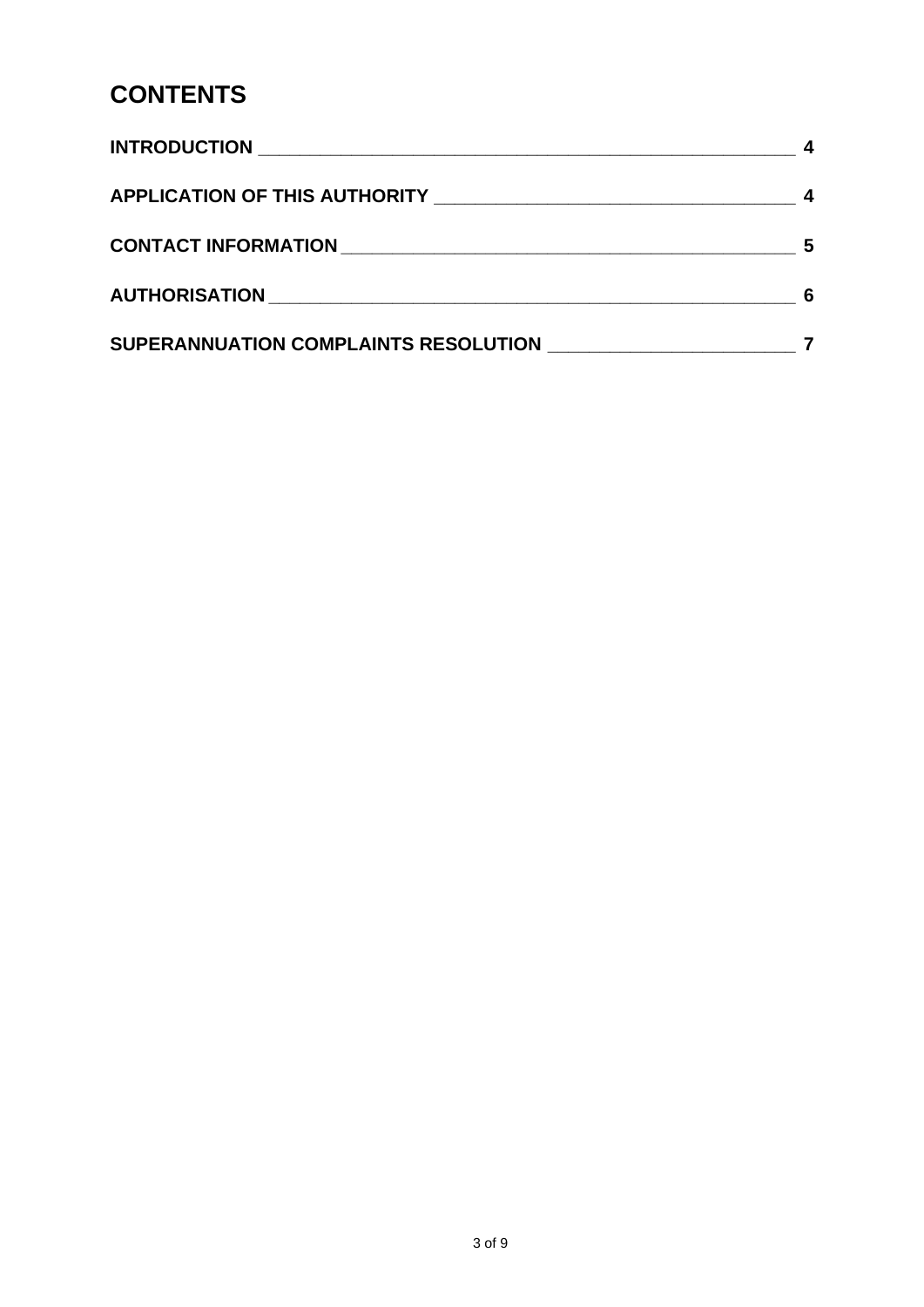# CONTENTS

**INTRODUCTION** ____________________________________________________ **4**

**APPLICATION OF THIS AUTHORITY** ______________________________ **4**

**CONTACT INFORMATION** ______________________________________ **5**

**AUTHORISATION** ____________________________________________ **6**

**SUPERANNUATION COMPLAINTS RESOLUTION** _____________________ **7**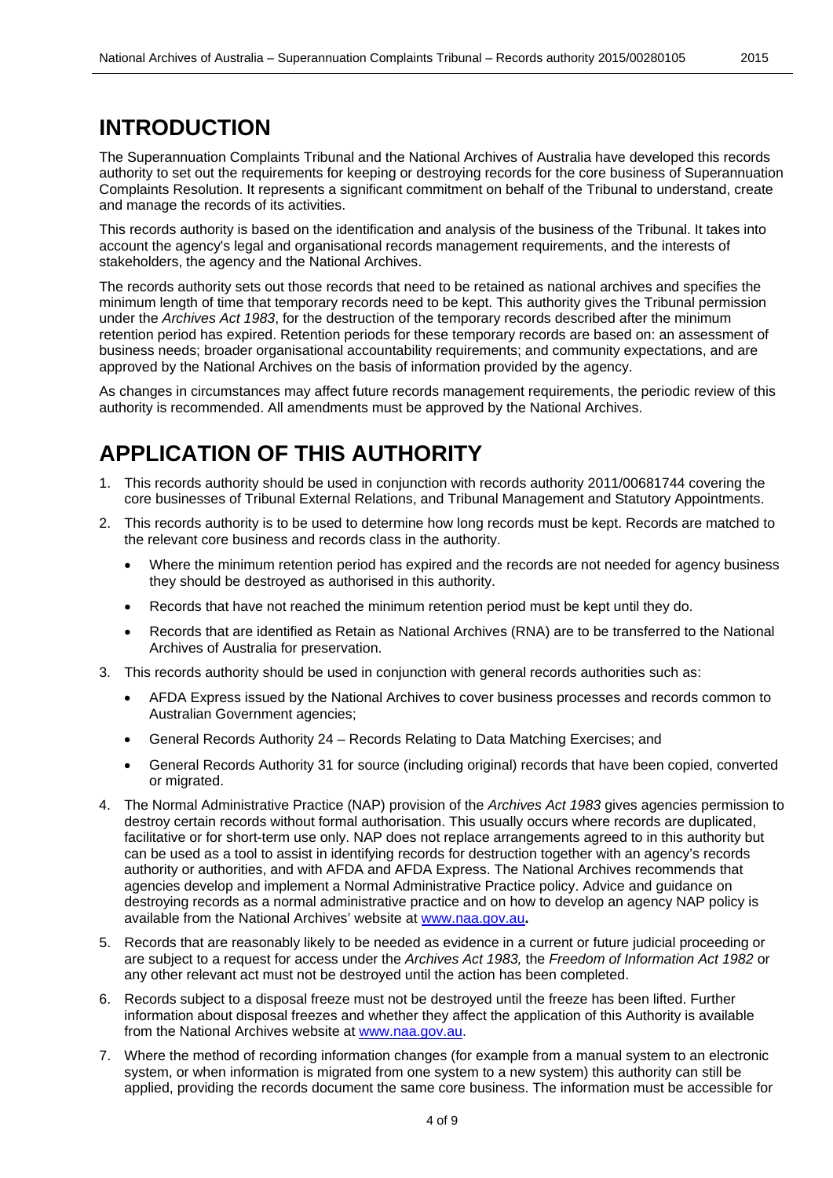# INTRODUCTION

The Superannuation Complaints Tribunal and the National Archives of Australia have developed this records authority to set out the requirements for keeping or destroying records for the core business of Superannuation Complaints Resolution. It represents a significant commitment on behalf of the Tribunal to understand, create and manage the records of its activities.

This records authority is based on the identification and analysis of the business of the Tribunal. It takes into account the agency's legal and organisational records management requirements, and the interests of stakeholders, the agency and the National Archives.

The records authority sets out those records that need to be retained as national archives and specifies the minimum length of time that temporary records need to be kept. This authority gives the Tribunal permission under the *Archives Act 1983*, for the destruction of the temporary records described after the minimum retention period has expired. Retention periods for these temporary records are based on: an assessment of business needs; broader organisational accountability requirements; and community expectations, and are approved by the National Archives on the basis of information provided by the agency.

As changes in circumstances may affect future records management requirements, the periodic review of this authority is recommended. All amendments must be approved by the National Archives.

# APPLICATION OF THIS AUTHORITY

1. This records authority should be used in conjunction with records authority 2011/00681744 covering the core businesses of Tribunal External Relations, and Tribunal Management and Statutory Appointments.
2. This records authority is to be used to determine how long records must be kept. Records are matched to the relevant core business and records class in the authority.
   - Where the minimum retention period has expired and the records are not needed for agency business they should be destroyed as authorised in this authority.
   - Records that have not reached the minimum retention period must be kept until they do.
   - Records that are identified as Retain as National Archives (RNA) are to be transferred to the National Archives of Australia for preservation.
3. This records authority should be used in conjunction with general records authorities such as:
   - AFDA Express issued by the National Archives to cover business processes and records common to Australian Government agencies;
   - General Records Authority 24 – Records Relating to Data Matching Exercises; and
   - General Records Authority 31 for source (including original) records that have been copied, converted or migrated.
4. The Normal Administrative Practice (NAP) provision of the *Archives Act 1983* gives agencies permission to destroy certain records without formal authorisation. This usually occurs where records are duplicated, facilitative or for short-term use only. NAP does not replace arrangements agreed to in this authority but can be used as a tool to assist in identifying records for destruction together with an agency's records authority or authorities, and with AFDA and AFDA Express. The National Archives recommends that agencies develop and implement a Normal Administrative Practice policy. Advice and guidance on destroying records as a normal administrative practice and on how to develop an agency NAP policy is available from the National Archives' website at www.naa.gov.au**.**
5. Records that are reasonably likely to be needed as evidence in a current or future judicial proceeding or are subject to a request for access under the *Archives Act 1983,* the *Freedom of Information Act 1982* or any other relevant act must not be destroyed until the action has been completed.
6. Records subject to a disposal freeze must not be destroyed until the freeze has been lifted. Further information about disposal freezes and whether they affect the application of this Authority is available from the National Archives website at www.naa.gov.au.
7. Where the method of recording information changes (for example from a manual system to an electronic system, or when information is migrated from one system to a new system) this authority can still be applied, providing the records document the same core business. The information must be accessible for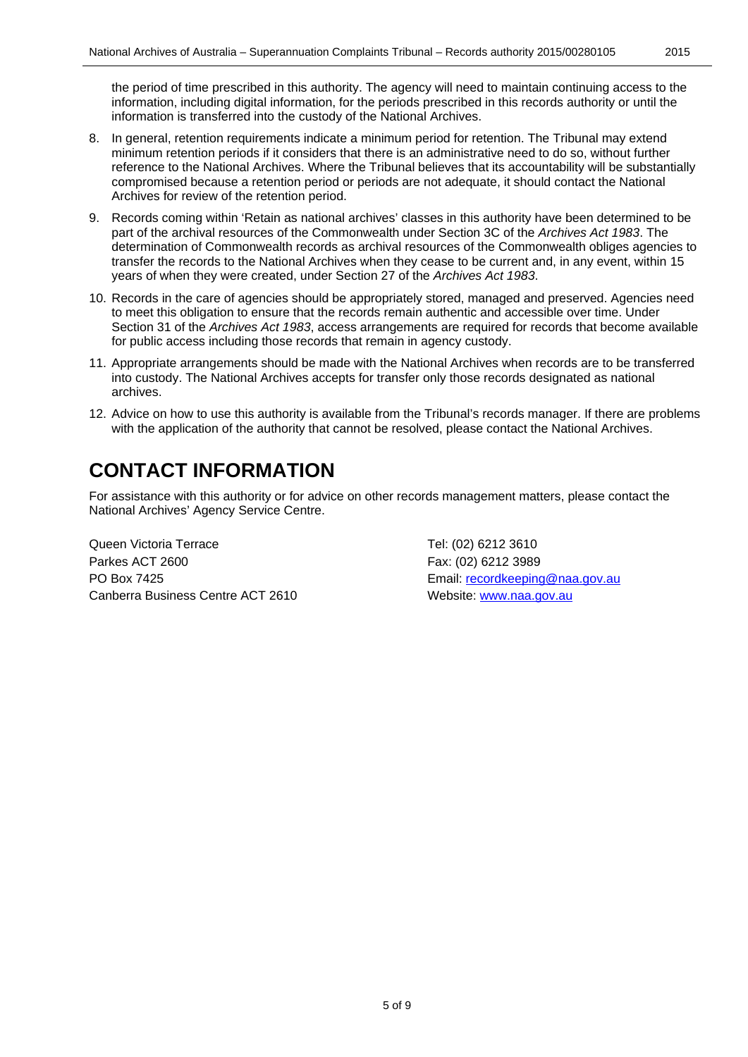the period of time prescribed in this authority. The agency will need to maintain continuing access to the information, including digital information, for the periods prescribed in this records authority or until the information is transferred into the custody of the National Archives.

8. In general, retention requirements indicate a minimum period for retention. The Tribunal may extend minimum retention periods if it considers that there is an administrative need to do so, without further reference to the National Archives. Where the Tribunal believes that its accountability will be substantially compromised because a retention period or periods are not adequate, it should contact the National Archives for review of the retention period.
9. Records coming within 'Retain as national archives' classes in this authority have been determined to be part of the archival resources of the Commonwealth under Section 3C of the *Archives Act 1983*. The determination of Commonwealth records as archival resources of the Commonwealth obliges agencies to transfer the records to the National Archives when they cease to be current and, in any event, within 15 years of when they were created, under Section 27 of the *Archives Act 1983*.
10. Records in the care of agencies should be appropriately stored, managed and preserved. Agencies need to meet this obligation to ensure that the records remain authentic and accessible over time. Under Section 31 of the *Archives Act 1983*, access arrangements are required for records that become available for public access including those records that remain in agency custody.
11. Appropriate arrangements should be made with the National Archives when records are to be transferred into custody. The National Archives accepts for transfer only those records designated as national archives.
12. Advice on how to use this authority is available from the Tribunal's records manager. If there are problems with the application of the authority that cannot be resolved, please contact the National Archives.

# CONTACT INFORMATION

For assistance with this authority or for advice on other records management matters, please contact the National Archives' Agency Service Centre.

Queen Victoria Terrace
Parkes ACT 2600
PO Box 7425
Canberra Business Centre ACT 2610

Tel: (02) 6212 3610
Fax: (02) 6212 3989
Email: recordkeeping@naa.gov.au
Website: www.naa.gov.au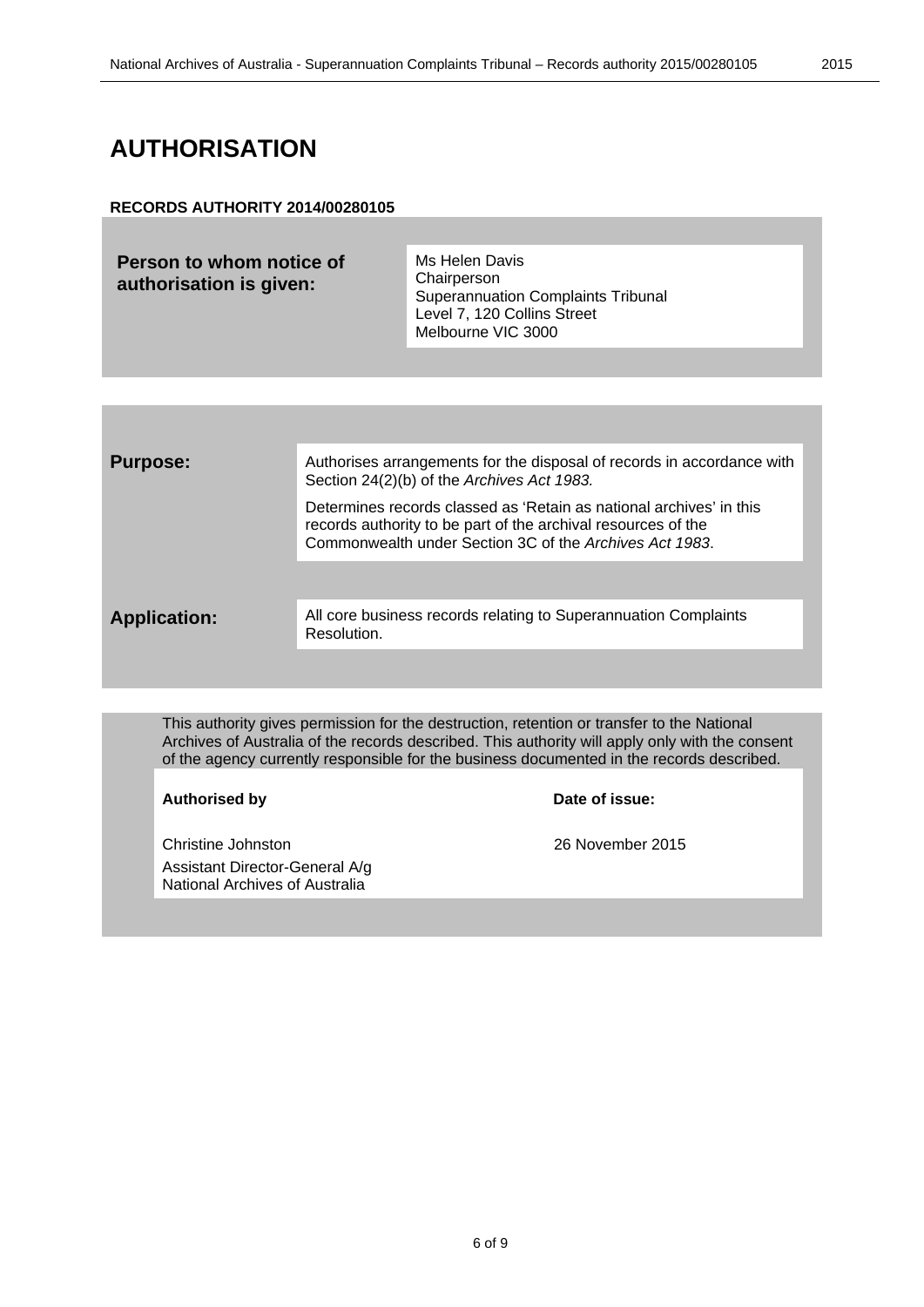# AUTHORISATION

**RECORDS AUTHORITY 2014/00280105**

| **Person to whom notice of authorisation is given:** | Ms Helen Davis<br>Chairperson<br>Superannuation Complaints Tribunal<br>Level 7, 120 Collins Street<br>Melbourne VIC 3000 |
|---|---|

| | |
|---|---|
| **Purpose:** | Authorises arrangements for the disposal of records in accordance with Section 24(2)(b) of the *Archives Act 1983.*<br><br>Determines records classed as 'Retain as national archives' in this records authority to be part of the archival resources of the Commonwealth under Section 3C of the *Archives Act 1983*. |
| **Application:** | All core business records relating to Superannuation Complaints Resolution. |

This authority gives permission for the destruction, retention or transfer to the National Archives of Australia of the records described. This authority will apply only with the consent of the agency currently responsible for the business documented in the records described.

| **Authorised by** | **Date of issue:** |
|---|---|
| Christine Johnston<br>Assistant Director-General A/g<br>National Archives of Australia | 26 November 2015 |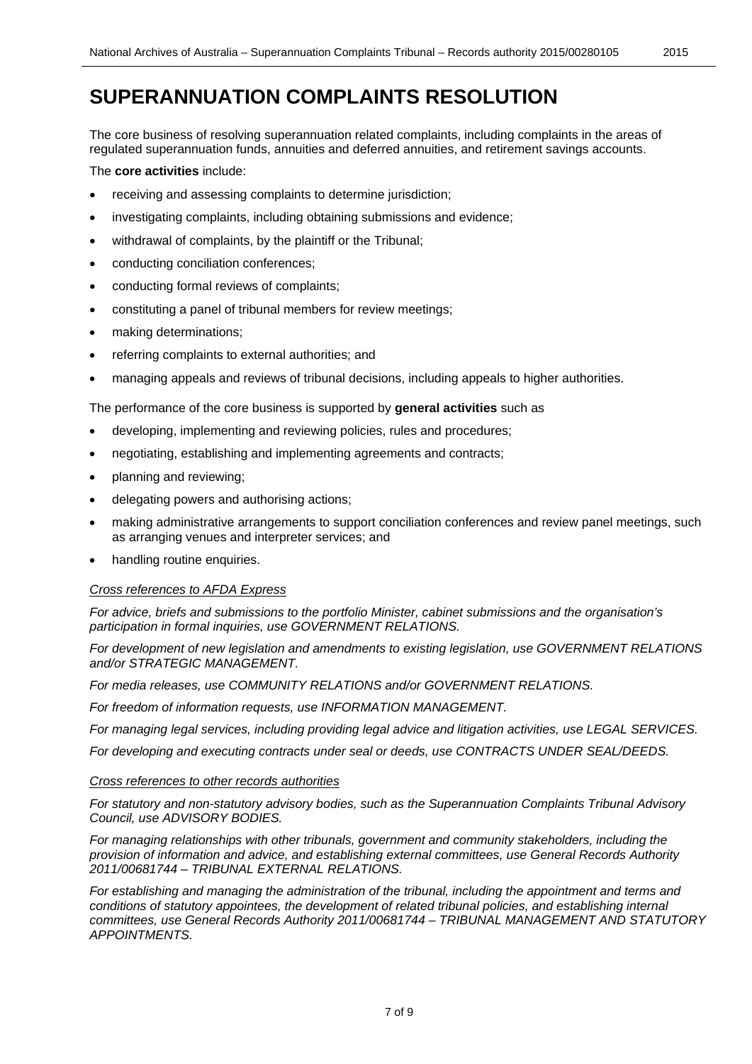# SUPERANNUATION COMPLAINTS RESOLUTION

The core business of resolving superannuation related complaints, including complaints in the areas of regulated superannuation funds, annuities and deferred annuities, and retirement savings accounts.

The **core activities** include:

- receiving and assessing complaints to determine jurisdiction;
- investigating complaints, including obtaining submissions and evidence;
- withdrawal of complaints, by the plaintiff or the Tribunal;
- conducting conciliation conferences;
- conducting formal reviews of complaints;
- constituting a panel of tribunal members for review meetings;
- making determinations;
- referring complaints to external authorities; and
- managing appeals and reviews of tribunal decisions, including appeals to higher authorities.

The performance of the core business is supported by **general activities** such as

- developing, implementing and reviewing policies, rules and procedures;
- negotiating, establishing and implementing agreements and contracts;
- planning and reviewing;
- delegating powers and authorising actions;
- making administrative arrangements to support conciliation conferences and review panel meetings, such as arranging venues and interpreter services; and
- handling routine enquiries.

*Cross references to AFDA Express*

*For advice, briefs and submissions to the portfolio Minister, cabinet submissions and the organisation's participation in formal inquiries, use GOVERNMENT RELATIONS.*

*For development of new legislation and amendments to existing legislation, use GOVERNMENT RELATIONS and/or STRATEGIC MANAGEMENT.*

*For media releases, use COMMUNITY RELATIONS and/or GOVERNMENT RELATIONS.*

*For freedom of information requests, use INFORMATION MANAGEMENT.*

*For managing legal services, including providing legal advice and litigation activities, use LEGAL SERVICES.*

*For developing and executing contracts under seal or deeds, use CONTRACTS UNDER SEAL/DEEDS.*

*Cross references to other records authorities*

*For statutory and non-statutory advisory bodies, such as the Superannuation Complaints Tribunal Advisory Council, use ADVISORY BODIES.*

*For managing relationships with other tribunals, government and community stakeholders, including the provision of information and advice, and establishing external committees, use General Records Authority 2011/00681744 – TRIBUNAL EXTERNAL RELATIONS.*

*For establishing and managing the administration of the tribunal, including the appointment and terms and conditions of statutory appointees, the development of related tribunal policies, and establishing internal committees, use General Records Authority 2011/00681744 – TRIBUNAL MANAGEMENT AND STATUTORY APPOINTMENTS.*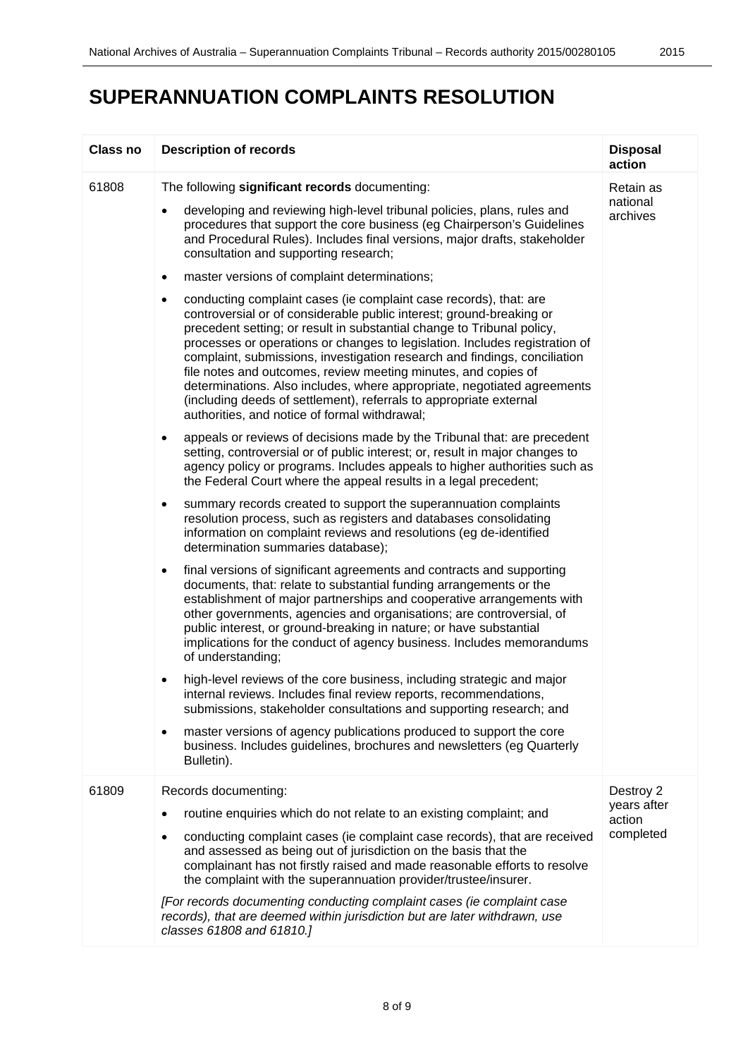# SUPERANNUATION COMPLAINTS RESOLUTION

| Class no | Description of records | Disposal action |
|---|---|---|
| 61808 | The following **significant records** documenting:<br>• developing and reviewing high-level tribunal policies, plans, rules and procedures that support the core business (eg Chairperson's Guidelines and Procedural Rules). Includes final versions, major drafts, stakeholder consultation and supporting research;<br>• master versions of complaint determinations;<br>• conducting complaint cases (ie complaint case records), that: are controversial or of considerable public interest; ground-breaking or precedent setting; or result in substantial change to Tribunal policy, processes or operations or changes to legislation. Includes registration of complaint, submissions, investigation research and findings, conciliation file notes and outcomes, review meeting minutes, and copies of determinations. Also includes, where appropriate, negotiated agreements (including deeds of settlement), referrals to appropriate external authorities, and notice of formal withdrawal;<br>• appeals or reviews of decisions made by the Tribunal that: are precedent setting, controversial or of public interest; or, result in major changes to agency policy or programs. Includes appeals to higher authorities such as the Federal Court where the appeal results in a legal precedent;<br>• summary records created to support the superannuation complaints resolution process, such as registers and databases consolidating information on complaint reviews and resolutions (eg de-identified determination summaries database);<br>• final versions of significant agreements and contracts and supporting documents, that: relate to substantial funding arrangements or the establishment of major partnerships and cooperative arrangements with other governments, agencies and organisations; are controversial, of public interest, or ground-breaking in nature; or have substantial implications for the conduct of agency business. Includes memorandums of understanding;<br>• high-level reviews of the core business, including strategic and major internal reviews. Includes final review reports, recommendations, submissions, stakeholder consultations and supporting research; and<br>• master versions of agency publications produced to support the core business. Includes guidelines, brochures and newsletters (eg Quarterly Bulletin). | Retain as national archives |
| 61809 | Records documenting:<br>• routine enquiries which do not relate to an existing complaint; and<br>• conducting complaint cases (ie complaint case records), that are received and assessed as being out of jurisdiction on the basis that the complainant has not firstly raised and made reasonable efforts to resolve the complaint with the superannuation provider/trustee/insurer.<br>*[For records documenting conducting complaint cases (ie complaint case records), that are deemed within jurisdiction but are later withdrawn, use classes 61808 and 61810.]* | Destroy 2 years after action completed |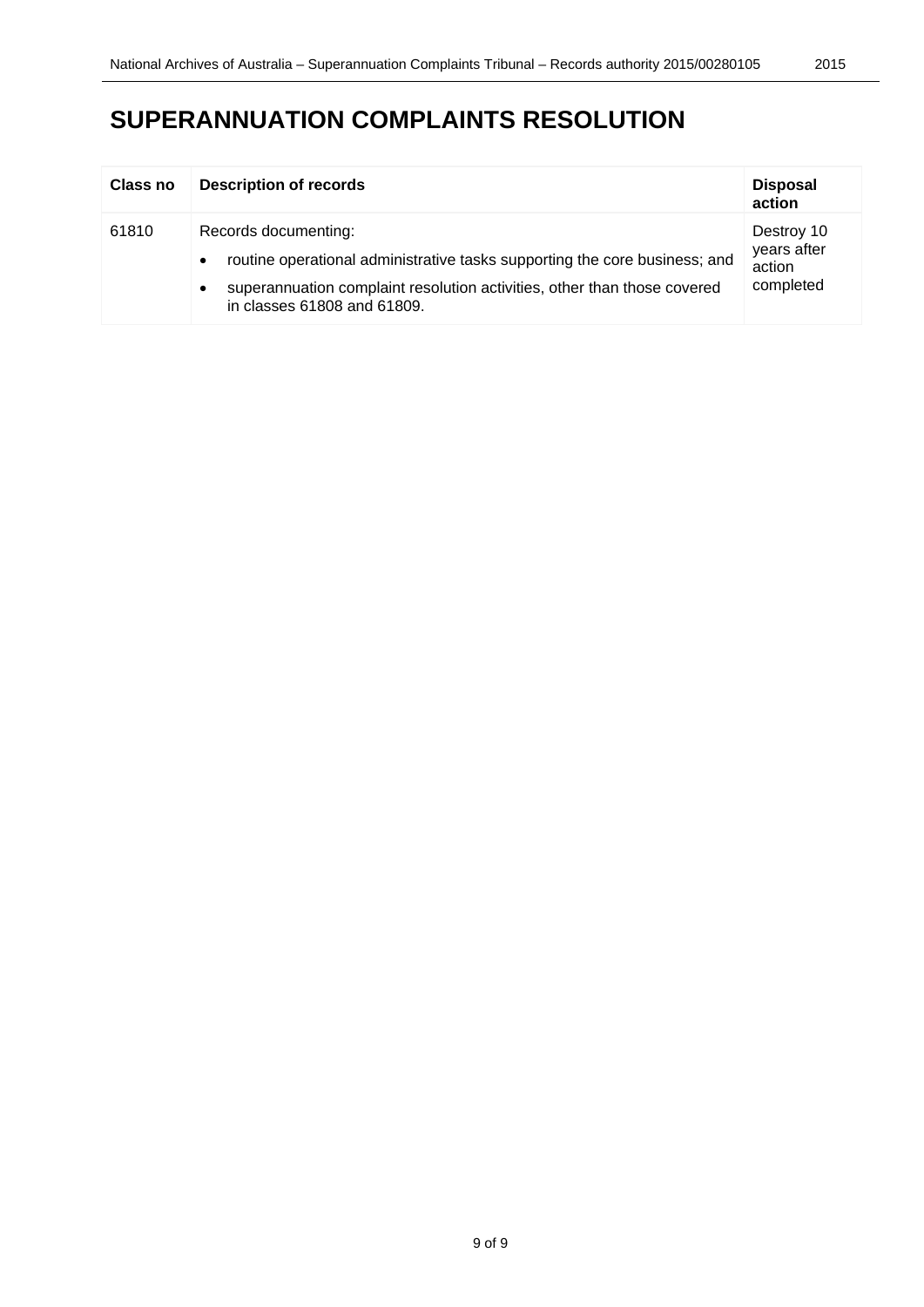# SUPERANNUATION COMPLAINTS RESOLUTION

| Class no | Description of records | Disposal action |
|---|---|---|
| 61810 | Records documenting:<br>• routine operational administrative tasks supporting the core business; and<br>• superannuation complaint resolution activities, other than those covered in classes 61808 and 61809. | Destroy 10 years after action completed |